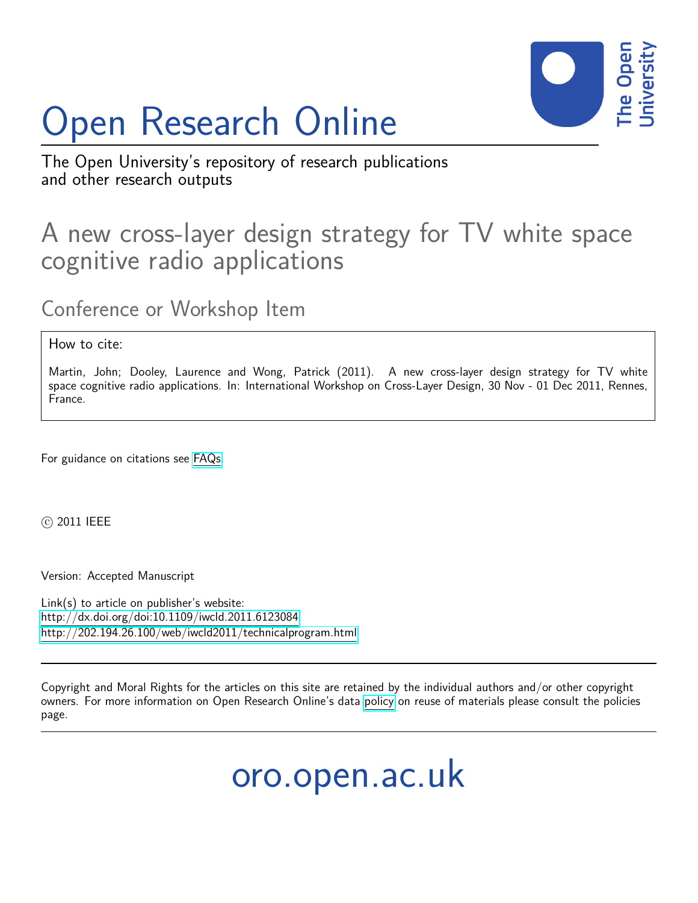# Open Research Online

The Open University's repository of research publications and other research outputs

## A new cross-layer design strategy for TV white space cognitive radio applications

### Conference or Workshop Item

How to cite:

Martin, John; Dooley, Laurence and Wong, Patrick (2011). A new cross-layer design strategy for TV white space cognitive radio applications. In: International Workshop on Cross-Layer Design, 30 Nov - 01 Dec 2011, Rennes, France.

For guidance on citations see FAQs.

© 2011 IEEE

Version: Accepted Manuscript

Link(s) to article on publisher's website:
http://dx.doi.org/doi:10.1109/iwcld.2011.6123084
http://202.194.26.100/web/iwcld2011/technicalprogram.html

Copyright and Moral Rights for the articles on this site are retained by the individual authors and/or other copyright owners. For more information on Open Research Online's data policy on reuse of materials please consult the policies page.

oro.open.ac.uk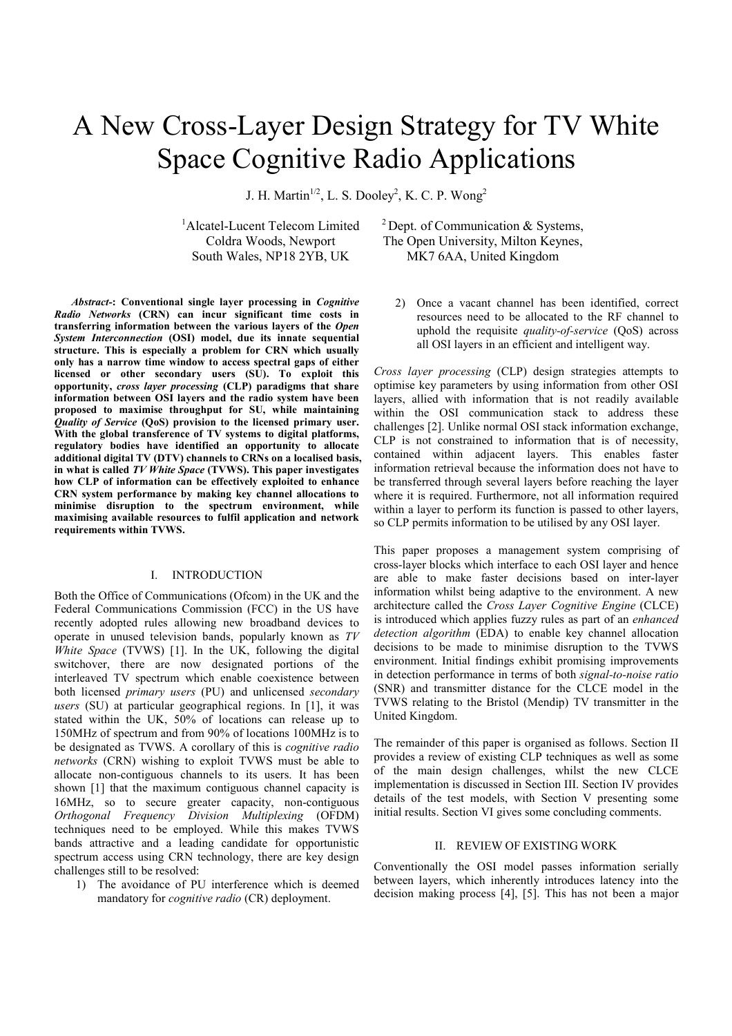# A New Cross-Layer Design Strategy for TV White Space Cognitive Radio Applications

J. H. Martin[1/2], L. S. Dooley[2], K. C. P. Wong[2]

[1]Alcatel-Lucent Telecom Limited
Coldra Woods, Newport
South Wales, NP18 2YB, UK

[2]Dept. of Communication & Systems,
The Open University, Milton Keynes,
MK7 6AA, United Kingdom

***Abstract-*: Conventional single layer processing in *Cognitive Radio Networks* (CRN) can incur significant time costs in transferring information between the various layers of the *Open System Interconnection* (OSI) model, due its innate sequential structure. This is especially a problem for CRN which usually only has a narrow time window to access spectral gaps of either licensed or other secondary users (SU). To exploit this opportunity, *cross layer processing* (CLP) paradigms that share information between OSI layers and the radio system have been proposed to maximise throughput for SU, while maintaining *Quality of Service* (QoS) provision to the licensed primary user. With the global transference of TV systems to digital platforms, regulatory bodies have identified an opportunity to allocate additional digital TV (DTV) channels to CRNs on a localised basis, in what is called *TV White Space* (TVWS). This paper investigates how CLP of information can be effectively exploited to enhance CRN system performance by making key channel allocations to minimise disruption to the spectrum environment, while maximising available resources to fulfil application and network requirements within TVWS.**

## I. INTRODUCTION

Both the Office of Communications (Ofcom) in the UK and the Federal Communications Commission (FCC) in the US have recently adopted rules allowing new broadband devices to operate in unused television bands, popularly known as *TV White Space* (TVWS) [1]. In the UK, following the digital switchover, there are now designated portions of the interleaved TV spectrum which enable coexistence between both licensed *primary users* (PU) and unlicensed *secondary users* (SU) at particular geographical regions. In [1], it was stated within the UK, 50% of locations can release up to 150MHz of spectrum and from 90% of locations 100MHz is to be designated as TVWS. A corollary of this is *cognitive radio networks* (CRN) wishing to exploit TVWS must be able to allocate non-contiguous channels to its users. It has been shown [1] that the maximum contiguous channel capacity is 16MHz, so to secure greater capacity, non-contiguous *Orthogonal Frequency Division Multiplexing* (OFDM) techniques need to be employed. While this makes TVWS bands attractive and a leading candidate for opportunistic spectrum access using CRN technology, there are key design challenges still to be resolved:

1) The avoidance of PU interference which is deemed mandatory for *cognitive radio* (CR) deployment.
2) Once a vacant channel has been identified, correct resources need to be allocated to the RF channel to uphold the requisite *quality-of-service* (QoS) across all OSI layers in an efficient and intelligent way.

*Cross layer processing* (CLP) design strategies attempts to optimise key parameters by using information from other OSI layers, allied with information that is not readily available within the OSI communication stack to address these challenges [2]. Unlike normal OSI stack information exchange, CLP is not constrained to information that is of necessity, contained within adjacent layers. This enables faster information retrieval because the information does not have to be transferred through several layers before reaching the layer where it is required. Furthermore, not all information required within a layer to perform its function is passed to other layers, so CLP permits information to be utilised by any OSI layer.

This paper proposes a management system comprising of cross-layer blocks which interface to each OSI layer and hence are able to make faster decisions based on inter-layer information whilst being adaptive to the environment. A new architecture called the *Cross Layer Cognitive Engine* (CLCE) is introduced which applies fuzzy rules as part of an *enhanced detection algorithm* (EDA) to enable key channel allocation decisions to be made to minimise disruption to the TVWS environment. Initial findings exhibit promising improvements in detection performance in terms of both *signal-to-noise ratio* (SNR) and transmitter distance for the CLCE model in the TVWS relating to the Bristol (Mendip) TV transmitter in the United Kingdom.

The remainder of this paper is organised as follows. Section II provides a review of existing CLP techniques as well as some of the main design challenges, whilst the new CLCE implementation is discussed in Section III. Section IV provides details of the test models, with Section V presenting some initial results. Section VI gives some concluding comments.

## II. REVIEW OF EXISTING WORK

Conventionally the OSI model passes information serially between layers, which inherently introduces latency into the decision making process [4], [5]. This has not been a major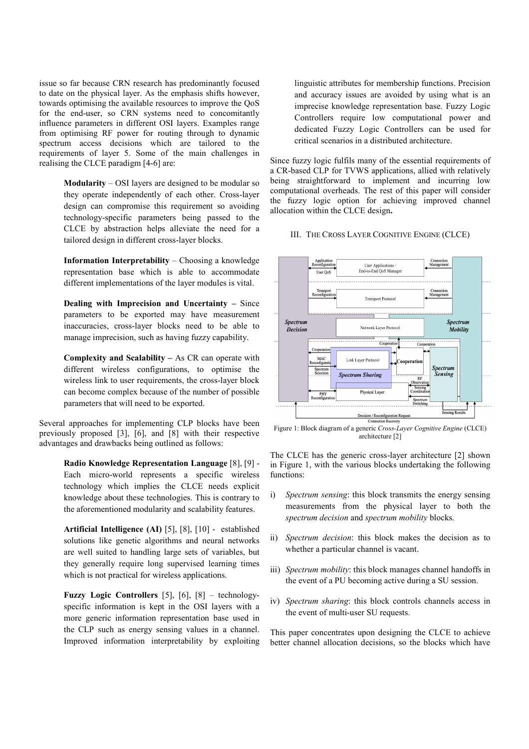issue so far because CRN research has predominantly focused to date on the physical layer. As the emphasis shifts however, towards optimising the available resources to improve the QoS for the end-user, so CRN systems need to concomitantly influence parameters in different OSI layers. Examples range from optimising RF power for routing through to dynamic spectrum access decisions which are tailored to the requirements of layer 5. Some of the main challenges in realising the CLCE paradigm [4-6] are:

**Modularity** – OSI layers are designed to be modular so they operate independently of each other. Cross-layer design can compromise this requirement so avoiding technology-specific parameters being passed to the CLCE by abstraction helps alleviate the need for a tailored design in different cross-layer blocks.

**Information Interpretability** – Choosing a knowledge representation base which is able to accommodate different implementations of the layer modules is vital.

**Dealing with Imprecision and Uncertainty –** Since parameters to be exported may have measurement inaccuracies, cross-layer blocks need to be able to manage imprecision, such as having fuzzy capability.

**Complexity and Scalability –** As CR can operate with different wireless configurations, to optimise the wireless link to user requirements, the cross-layer block can become complex because of the number of possible parameters that will need to be exported.

Several approaches for implementing CLP blocks have been previously proposed [3], [6], and [8] with their respective advantages and drawbacks being outlined as follows:

**Radio Knowledge Representation Language** [8], [9] - Each micro-world represents a specific wireless technology which implies the CLCE needs explicit knowledge about these technologies. This is contrary to the aforementioned modularity and scalability features.

**Artificial Intelligence (AI)** [5], [8], [10] - established solutions like genetic algorithms and neural networks are well suited to handling large sets of variables, but they generally require long supervised learning times which is not practical for wireless applications.

**Fuzzy Logic Controllers** [5], [6], [8] – technology-specific information is kept in the OSI layers with a more generic information representation base used in the CLP such as energy sensing values in a channel. Improved information interpretability by exploiting linguistic attributes for membership functions. Precision and accuracy issues are avoided by using what is an imprecise knowledge representation base. Fuzzy Logic Controllers require low computational power and dedicated Fuzzy Logic Controllers can be used for critical scenarios in a distributed architecture.

Since fuzzy logic fulfils many of the essential requirements of a CR-based CLP for TVWS applications, allied with relatively being straightforward to implement and incurring low computational overheads. The rest of this paper will consider the fuzzy logic option for achieving improved channel allocation within the CLCE design**.**

## III. THE CROSS LAYER COGNITIVE ENGINE (CLCE)

Application Reconfiguration
User QoS
User Applications / End-to-End QoS Manager
Connection Management
Transport Reconfiguration
Transport Protocol
Connection Management
Spectrum Decision
Network Layer Protocol
Spectrum Mobility
Cooperation
Cooperation
Cooperation
MAC Reconfiguration
Spectrum Selection
Link Layer Protocol
Cooperation
Spectrum Sharing
Spectrum Sensing
RF Observation
Sensing Coordination
PHY Reconfiguration
Physical Layer
Spectrum Switching
Sensing Results
Decision / Reconfiguration Request
Connection Recovery

Figure 1: Block diagram of a generic *Cross-Layer Cognitive Engine* (CLCE) architecture [2]

The CLCE has the generic cross-layer architecture [2] shown in Figure 1, with the various blocks undertaking the following functions:

i) *Spectrum sensing*: this block transmits the energy sensing measurements from the physical layer to both the *spectrum decision* and *spectrum mobility* blocks.

ii) *Spectrum decision*: this block makes the decision as to whether a particular channel is vacant.

iii) *Spectrum mobility*: this block manages channel handoffs in the event of a PU becoming active during a SU session.

iv) *Spectrum sharing*: this block controls channels access in the event of multi-user SU requests.

This paper concentrates upon designing the CLCE to achieve better channel allocation decisions, so the blocks which have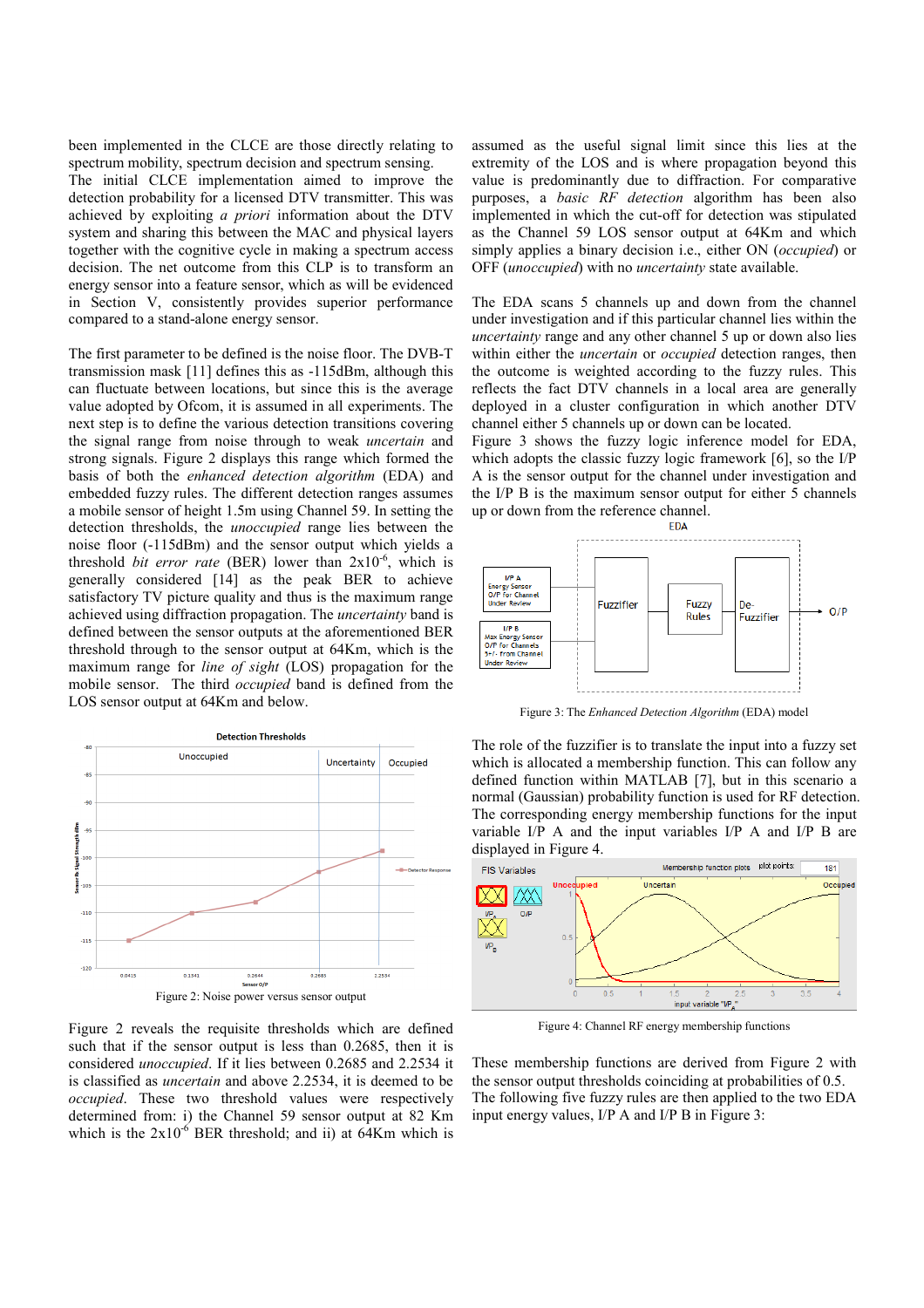been implemented in the CLCE are those directly relating to spectrum mobility, spectrum decision and spectrum sensing.
The initial CLCE implementation aimed to improve the detection probability for a licensed DTV transmitter. This was achieved by exploiting *a priori* information about the DTV system and sharing this between the MAC and physical layers together with the cognitive cycle in making a spectrum access decision. The net outcome from this CLP is to transform an energy sensor into a feature sensor, which as will be evidenced in Section V, consistently provides superior performance compared to a stand-alone energy sensor.

The first parameter to be defined is the noise floor. The DVB-T transmission mask [11] defines this as -115dBm, although this can fluctuate between locations, but since this is the average value adopted by Ofcom, it is assumed in all experiments. The next step is to define the various detection transitions covering the signal range from noise through to weak *uncertain* and strong signals. Figure 2 displays this range which formed the basis of both the *enhanced detection algorithm* (EDA) and embedded fuzzy rules. The different detection ranges assumes a mobile sensor of height 1.5m using Channel 59. In setting the detection thresholds, the *unoccupied* range lies between the noise floor (-115dBm) and the sensor output which yields a threshold *bit error rate* (BER) lower than $2x10^{-6}$, which is generally considered [14] as the peak BER to achieve satisfactory TV picture quality and thus is the maximum range achieved using diffraction propagation. The *uncertainty* band is defined between the sensor outputs at the aforementioned BER threshold through to the sensor output at 64Km, which is the maximum range for *line of sight* (LOS) propagation for the mobile sensor. The third *occupied* band is defined from the LOS sensor output at 64Km and below.

Figure 2: Noise power versus sensor output

Figure 2 reveals the requisite thresholds which are defined such that if the sensor output is less than 0.2685, then it is considered *unoccupied*. If it lies between 0.2685 and 2.2534 it is classified as *uncertain* and above 2.2534, it is deemed to be *occupied*. These two threshold values were respectively determined from: i) the Channel 59 sensor output at 82 Km which is the $2x10^{-6}$ BER threshold; and ii) at 64Km which is assumed as the useful signal limit since this lies at the extremity of the LOS and is where propagation beyond this value is predominantly due to diffraction. For comparative purposes, a *basic RF detection* algorithm has been also implemented in which the cut-off for detection was stipulated as the Channel 59 LOS sensor output at 64Km and which simply applies a binary decision i.e., either ON (*occupied*) or OFF (*unoccupied*) with no *uncertainty* state available.

The EDA scans 5 channels up and down from the channel under investigation and if this particular channel lies within the *uncertainty* range and any other channel 5 up or down also lies within either the *uncertain* or *occupied* detection ranges, then the outcome is weighted according to the fuzzy rules. This reflects the fact DTV channels in a local area are generally deployed in a cluster configuration in which another DTV channel either 5 channels up or down can be located.
Figure 3 shows the fuzzy logic inference model for EDA, which adopts the classic fuzzy logic framework [6], so the I/P A is the sensor output for the channel under investigation and the I/P B is the maximum sensor output for either 5 channels up or down from the reference channel.

Figure 3: The *Enhanced Detection Algorithm* (EDA) model

The role of the fuzzifier is to translate the input into a fuzzy set which is allocated a membership function. This can follow any defined function within MATLAB [7], but in this scenario a normal (Gaussian) probability function is used for RF detection. The corresponding energy membership functions for the input variable I/P A and the input variables I/P A and I/P B are displayed in Figure 4.

Figure 4: Channel RF energy membership functions

These membership functions are derived from Figure 2 with the sensor output thresholds coinciding at probabilities of 0.5.
The following five fuzzy rules are then applied to the two EDA input energy values, I/P A and I/P B in Figure 3: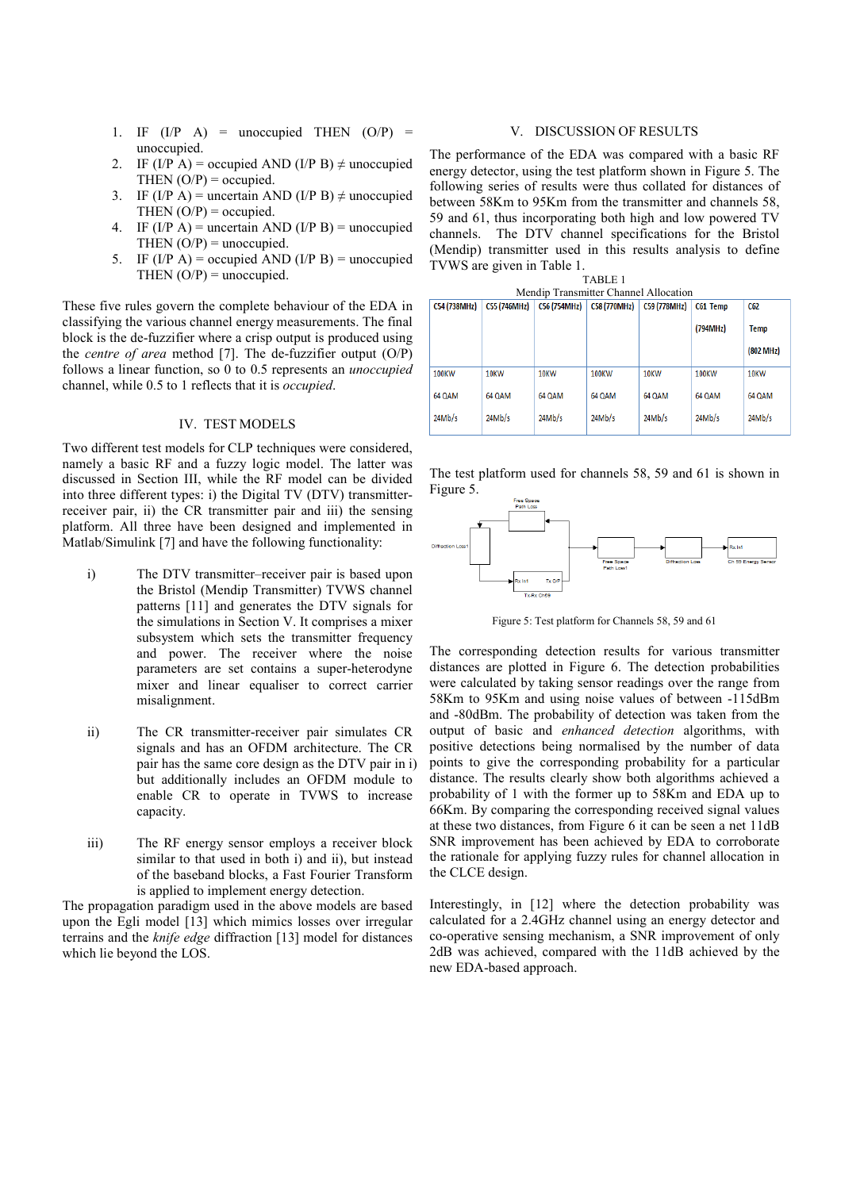1. IF (I/P A) = unoccupied THEN (O/P) = unoccupied.
2. IF (I/P A) = occupied AND (I/P B) ≠ unoccupied THEN (O/P) = occupied.
3. IF (I/P A) = uncertain AND (I/P B) ≠ unoccupied THEN (O/P) = occupied.
4. IF (I/P A) = uncertain AND (I/P B) = unoccupied THEN (O/P) = unoccupied.
5. IF (I/P A) = occupied AND (I/P B) = unoccupied THEN (O/P) = unoccupied.

These five rules govern the complete behaviour of the EDA in classifying the various channel energy measurements. The final block is the de-fuzzifier where a crisp output is produced using the *centre of area* method [7]. The de-fuzzifier output (O/P) follows a linear function, so 0 to 0.5 represents an *unoccupied* channel, while 0.5 to 1 reflects that it is *occupied*.

## IV. TEST MODELS

Two different test models for CLP techniques were considered, namely a basic RF and a fuzzy logic model. The latter was discussed in Section III, while the RF model can be divided into three different types: i) the Digital TV (DTV) transmitter-receiver pair, ii) the CR transmitter pair and iii) the sensing platform. All three have been designed and implemented in Matlab/Simulink [7] and have the following functionality:

i) The DTV transmitter–receiver pair is based upon the Bristol (Mendip Transmitter) TVWS channel patterns [11] and generates the DTV signals for the simulations in Section V. It comprises a mixer subsystem which sets the transmitter frequency and power. The receiver where the noise parameters are set contains a super-heterodyne mixer and linear equaliser to correct carrier misalignment.

ii) The CR transmitter-receiver pair simulates CR signals and has an OFDM architecture. The CR pair has the same core design as the DTV pair in i) but additionally includes an OFDM module to enable CR to operate in TVWS to increase capacity.

iii) The RF energy sensor employs a receiver block similar to that used in both i) and ii), but instead of the baseband blocks, a Fast Fourier Transform is applied to implement energy detection.

The propagation paradigm used in the above models are based upon the Egli model [13] which mimics losses over irregular terrains and the *knife edge* diffraction [13] model for distances which lie beyond the LOS.

## V. DISCUSSION OF RESULTS

The performance of the EDA was compared with a basic RF energy detector, using the test platform shown in Figure 5. The following series of results were thus collated for distances of between 58Km to 95Km from the transmitter and channels 58, 59 and 61, thus incorporating both high and low powered TV channels. The DTV channel specifications for the Bristol (Mendip) transmitter used in this results analysis to define TVWS are given in Table 1.

TABLE 1
Mendip Transmitter Channel Allocation

| C54 (738MHz) | C55 (746MHz) | C56 (754MHz) | C58 (770MHz) | C59 (778MHz) | C61 Temp (794MHz) | C62 Temp (802 MHz) |
|---|---|---|---|---|---|---|
| 100KW 64 QAM 24Mb/s | 10KW 64 QAM 24Mb/s | 10KW 64 QAM 24Mb/s | 100KW 64 QAM 24Mb/s | 10KW 64 QAM 24Mb/s | 100KW 64 QAM 24Mb/s | 10KW 64 QAM 24Mb/s |

The test platform used for channels 58, 59 and 61 is shown in Figure 5.

Figure 5: Test platform for Channels 58, 59 and 61

The corresponding detection results for various transmitter distances are plotted in Figure 6. The detection probabilities were calculated by taking sensor readings over the range from 58Km to 95Km and using noise values of between -115dBm and -80dBm. The probability of detection was taken from the output of basic and *enhanced detection* algorithms, with positive detections being normalised by the number of data points to give the corresponding probability for a particular distance. The results clearly show both algorithms achieved a probability of 1 with the former up to 58Km and EDA up to 66Km. By comparing the corresponding received signal values at these two distances, from Figure 6 it can be seen a net 11dB SNR improvement has been achieved by EDA to corroborate the rationale for applying fuzzy rules for channel allocation in the CLCE design.

Interestingly, in [12] where the detection probability was calculated for a 2.4GHz channel using an energy detector and co-operative sensing mechanism, a SNR improvement of only 2dB was achieved, compared with the 11dB achieved by the new EDA-based approach.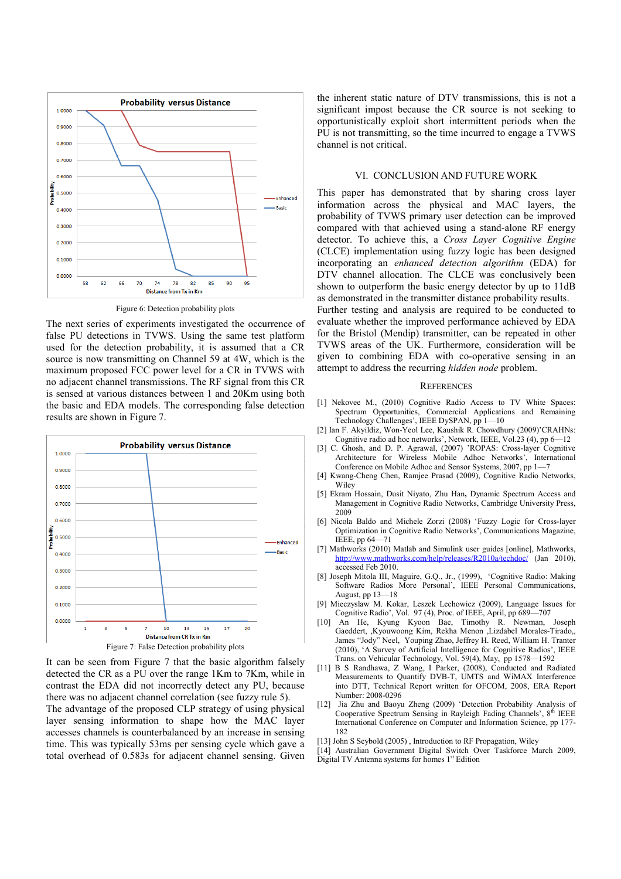Probability versus Distance

1.0000
0.9000
0.8000
0.7000
0.6000
0.5000
0.4000
0.3000
0.2000
0.1000
0.0000

Probability

58 62 66 70 74 78 82 85 90 95

Distance from Tx in Km

Enhanced
Basic

Figure 6: Detection probability plots

The next series of experiments investigated the occurrence of false PU detections in TVWS. Using the same test platform used for the detection probability, it is assumed that a CR source is now transmitting on Channel 59 at 4W, which is the maximum proposed FCC power level for a CR in TVWS with no adjacent channel transmissions. The RF signal from this CR is sensed at various distances between 1 and 20Km using both the basic and EDA models. The corresponding false detection results are shown in Figure 7.

Probability versus Distance

1.0000
0.9000
0.8000
0.7000
0.6000
0.5000
0.4000
0.3000
0.2000
0.1000
0.0000

Probability

1 3 5 7 10 13 15 17 20

Distance from CR Tx in Km

Enhanced
Basic

Figure 7: False Detection probability plots

It can be seen from Figure 7 that the basic algorithm falsely detected the CR as a PU over the range 1Km to 7Km, while in contrast the EDA did not incorrectly detect any PU, because there was no adjacent channel correlation (see fuzzy rule 5). The advantage of the proposed CLP strategy of using physical layer sensing information to shape how the MAC layer accesses channels is counterbalanced by an increase in sensing time. This was typically 53ms per sensing cycle which gave a total overhead of 0.583s for adjacent channel sensing. Given the inherent static nature of DTV transmissions, this is not a significant impost because the CR source is not seeking to opportunistically exploit short intermittent periods when the PU is not transmitting, so the time incurred to engage a TVWS channel is not critical.

## VI. CONCLUSION AND FUTURE WORK

This paper has demonstrated that by sharing cross layer information across the physical and MAC layers, the probability of TVWS primary user detection can be improved compared with that achieved using a stand-alone RF energy detector. To achieve this, a *Cross Layer Cognitive Engine* (CLCE) implementation using fuzzy logic has been designed incorporating an *enhanced detection algorithm* (EDA) for DTV channel allocation. The CLCE was conclusively been shown to outperform the basic energy detector by up to 11dB as demonstrated in the transmitter distance probability results. Further testing and analysis are required to be conducted to evaluate whether the improved performance achieved by EDA for the Bristol (Mendip) transmitter, can be repeated in other TVWS areas of the UK. Furthermore, consideration will be given to combining EDA with co-operative sensing in an attempt to address the recurring *hidden node* problem.

## REFERENCES

[1] Nekovee M., (2010) Cognitive Radio Access to TV White Spaces: Spectrum Opportunities, Commercial Applications and Remaining Technology Challenges', IEEE DySPAN, pp 1—10

[2] Ian F. Akyildiz, Won-Yeol Lee, Kaushik R. Chowdhury (2009)'CRAHNs: Cognitive radio ad hoc networks', Network, IEEE, Vol.23 (4), pp 6—12

[3] C. Ghosh, and D. P. Agrawal, (2007) 'ROPAS: Cross-layer Cognitive Architecture for Wireless Mobile Adhoc Networks', International Conference on Mobile Adhoc and Sensor Systems, 2007, pp 1—7

[4] Kwang-Cheng Chen, Ramjee Prasad (2009), Cognitive Radio Networks, Wiley

[5] Ekram Hossain, Dusit Niyato, Zhu Han, Dynamic Spectrum Access and Management in Cognitive Radio Networks, Cambridge University Press, 2009

[6] Nicola Baldo and Michele Zorzi (2008) 'Fuzzy Logic for Cross-layer Optimization in Cognitive Radio Networks', Communications Magazine, IEEE, pp 64—71

[7] Mathworks (2010) Matlab and Simulink user guides [online], Mathworks, http://www.mathworks.com/help/releases/R2010a/techdoc/ (Jan 2010), accessed Feb 2010.

[8] Joseph Mitola III, Maguire, G.Q., Jr., (1999), 'Cognitive Radio: Making Software Radios More Personal', IEEE Personal Communications, August, pp 13—18

[9] Mieczyslaw M. Kokar, Leszek Lechowicz (2009), Language Issues for Cognitive Radio', Vol. 97 (4), Proc. of IEEE, April, pp 689—707

[10] An He, Kyung Kyoon Bae, Timothy R. Newman, Joseph Gaeddert, ,Kyouwoong Kim, Rekha Menon ,Lizdabel Morales-Tirado,, James "Jody" Neel, Youping Zhao, Jeffrey H. Reed, William H. Tranter (2010), 'A Survey of Artificial Intelligence for Cognitive Radios', IEEE Trans. on Vehicular Technology, Vol. 59(4), May, pp 1578—1592

[11] B S Randhawa, Z Wang, I Parker, (2008), Conducted and Radiated Measurements to Quantify DVB-T, UMTS and WiMAX Interference into DTT, Technical Report written for OFCOM, 2008, ERA Report Number: 2008-0296

[12] Jia Zhu and Baoyu Zheng (2009) 'Detection Probability Analysis of Cooperative Spectrum Sensing in Rayleigh Fading Channels', 8th IEEE International Conference on Computer and Information Science, pp 177-182

[13] John S Seybold (2005) , Introduction to RF Propagation, Wiley

[14] Australian Government Digital Switch Over Taskforce March 2009, Digital TV Antenna systems for homes 1st Edition